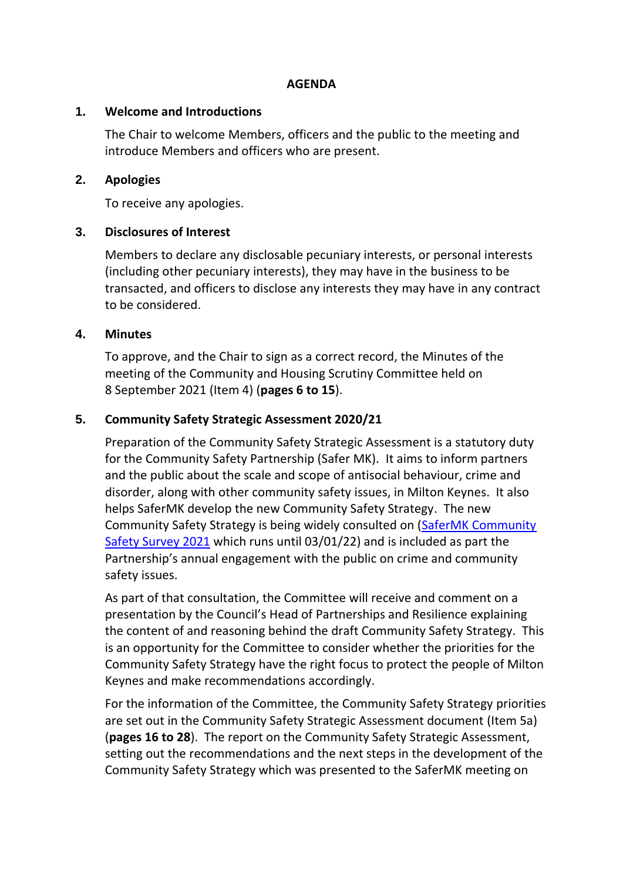# AGENDA

## 1. Welcome and Introductions

The Chair to welcome Members, officers and the public to the meeting and introduce Members and officers who are present.

## 2. Apologies

To receive any apologies.

## 3. Disclosures of Interest

Members to declare any disclosable pecuniary interests, or personal interests (including other pecuniary interests), they may have in the business to be transacted, and officers to disclose any interests they may have in any contract to be considered.

## 4. Minutes

To approve, and the Chair to sign as a correct record, the Minutes of the meeting of the Community and Housing Scrutiny Committee held on 8 September 2021 (Item 4) (**pages 6 to 15**).

## 5. Community Safety Strategic Assessment 2020/21

Preparation of the Community Safety Strategic Assessment is a statutory duty for the Community Safety Partnership (Safer MK). It aims to inform partners and the public about the scale and scope of antisocial behaviour, crime and disorder, along with other community safety issues, in Milton Keynes. It also helps SaferMK develop the new Community Safety Strategy. The new Community Safety Strategy is being widely consulted on (SaferMK Community Safety Survey 2021 which runs until 03/01/22) and is included as part the Partnership's annual engagement with the public on crime and community safety issues.

As part of that consultation, the Committee will receive and comment on a presentation by the Council's Head of Partnerships and Resilience explaining the content of and reasoning behind the draft Community Safety Strategy. This is an opportunity for the Committee to consider whether the priorities for the Community Safety Strategy have the right focus to protect the people of Milton Keynes and make recommendations accordingly.

For the information of the Committee, the Community Safety Strategy priorities are set out in the Community Safety Strategic Assessment document (Item 5a) (**pages 16 to 28**). The report on the Community Safety Strategic Assessment, setting out the recommendations and the next steps in the development of the Community Safety Strategy which was presented to the SaferMK meeting on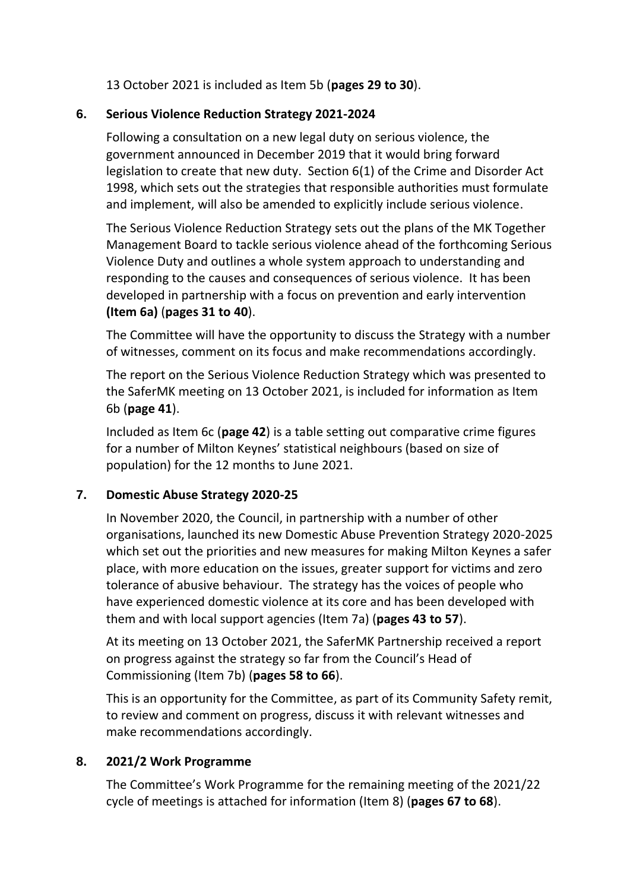13 October 2021 is included as Item 5b (**pages 29 to 30**).

## 6. Serious Violence Reduction Strategy 2021-2024

Following a consultation on a new legal duty on serious violence, the government announced in December 2019 that it would bring forward legislation to create that new duty. Section 6(1) of the Crime and Disorder Act 1998, which sets out the strategies that responsible authorities must formulate and implement, will also be amended to explicitly include serious violence.

The Serious Violence Reduction Strategy sets out the plans of the MK Together Management Board to tackle serious violence ahead of the forthcoming Serious Violence Duty and outlines a whole system approach to understanding and responding to the causes and consequences of serious violence. It has been developed in partnership with a focus on prevention and early intervention **(Item 6a)** (**pages 31 to 40**).

The Committee will have the opportunity to discuss the Strategy with a number of witnesses, comment on its focus and make recommendations accordingly.

The report on the Serious Violence Reduction Strategy which was presented to the SaferMK meeting on 13 October 2021, is included for information as Item 6b (**page 41**).

Included as Item 6c (**page 42**) is a table setting out comparative crime figures for a number of Milton Keynes' statistical neighbours (based on size of population) for the 12 months to June 2021.

## 7. Domestic Abuse Strategy 2020-25

In November 2020, the Council, in partnership with a number of other organisations, launched its new Domestic Abuse Prevention Strategy 2020-2025 which set out the priorities and new measures for making Milton Keynes a safer place, with more education on the issues, greater support for victims and zero tolerance of abusive behaviour. The strategy has the voices of people who have experienced domestic violence at its core and has been developed with them and with local support agencies (Item 7a) (**pages 43 to 57**).

At its meeting on 13 October 2021, the SaferMK Partnership received a report on progress against the strategy so far from the Council's Head of Commissioning (Item 7b) (**pages 58 to 66**).

This is an opportunity for the Committee, as part of its Community Safety remit, to review and comment on progress, discuss it with relevant witnesses and make recommendations accordingly.

## 8. 2021/2 Work Programme

The Committee's Work Programme for the remaining meeting of the 2021/22 cycle of meetings is attached for information (Item 8) (**pages 67 to 68**).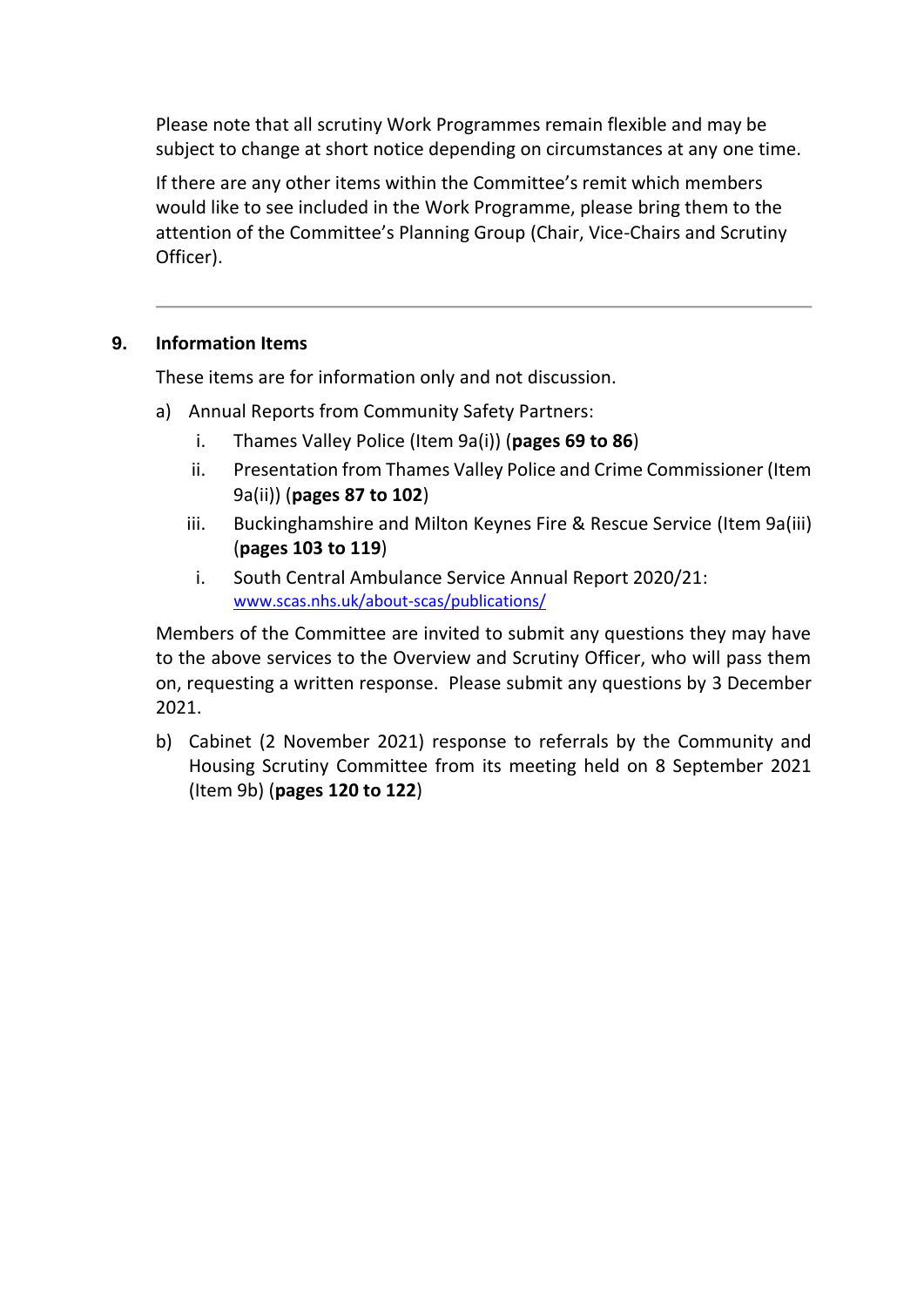Please note that all scrutiny Work Programmes remain flexible and may be subject to change at short notice depending on circumstances at any one time.

If there are any other items within the Committee's remit which members would like to see included in the Work Programme, please bring them to the attention of the Committee's Planning Group (Chair, Vice-Chairs and Scrutiny Officer).

---

## 9. Information Items

These items are for information only and not discussion.

a) Annual Reports from Community Safety Partners:

   i. Thames Valley Police (Item 9a(i)) (**pages 69 to 86**)

   ii. Presentation from Thames Valley Police and Crime Commissioner (Item 9a(ii)) (**pages 87 to 102**)

   iii. Buckinghamshire and Milton Keynes Fire & Rescue Service (Item 9a(iii) (**pages 103 to 119**)

   i. South Central Ambulance Service Annual Report 2020/21: www.scas.nhs.uk/about-scas/publications/

Members of the Committee are invited to submit any questions they may have to the above services to the Overview and Scrutiny Officer, who will pass them on, requesting a written response. Please submit any questions by 3 December 2021.

b) Cabinet (2 November 2021) response to referrals by the Community and Housing Scrutiny Committee from its meeting held on 8 September 2021 (Item 9b) (**pages 120 to 122**)